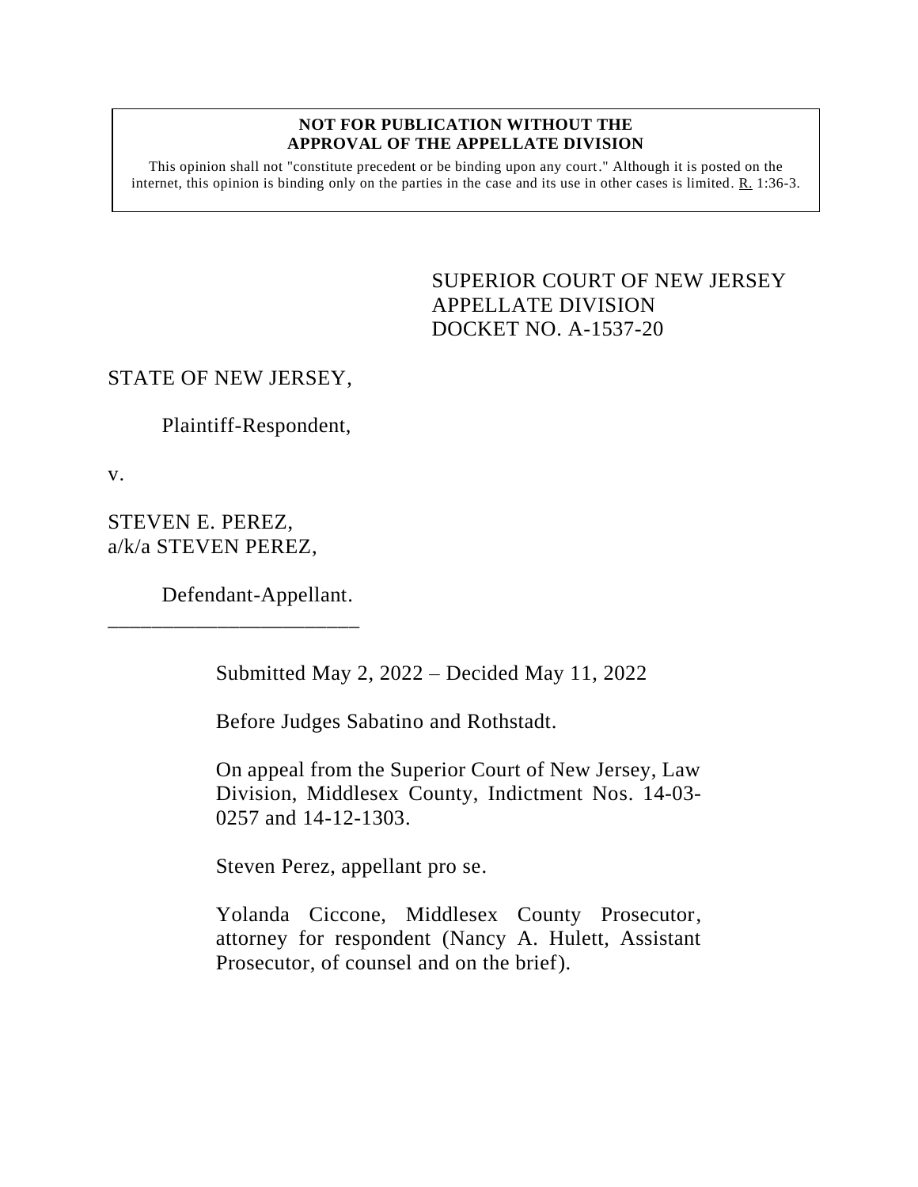**NOT FOR PUBLICATION WITHOUT THE APPROVAL OF THE APPELLATE DIVISION**

This opinion shall not "constitute precedent or be binding upon any court." Although it is posted on the internet, this opinion is binding only on the parties in the case and its use in other cases is limited. R. 1:36-3.

SUPERIOR COURT OF NEW JERSEY
APPELLATE DIVISION
DOCKET NO. A-1537-20

STATE OF NEW JERSEY,

Plaintiff-Respondent,

v.

STEVEN E. PEREZ,
a/k/a STEVEN PEREZ,

Defendant-Appellant.

_______________________

Submitted May 2, 2022 – Decided May 11, 2022

Before Judges Sabatino and Rothstadt.

On appeal from the Superior Court of New Jersey, Law Division, Middlesex County, Indictment Nos. 14-03-0257 and 14-12-1303.

Steven Perez, appellant pro se.

Yolanda Ciccone, Middlesex County Prosecutor, attorney for respondent (Nancy A. Hulett, Assistant Prosecutor, of counsel and on the brief).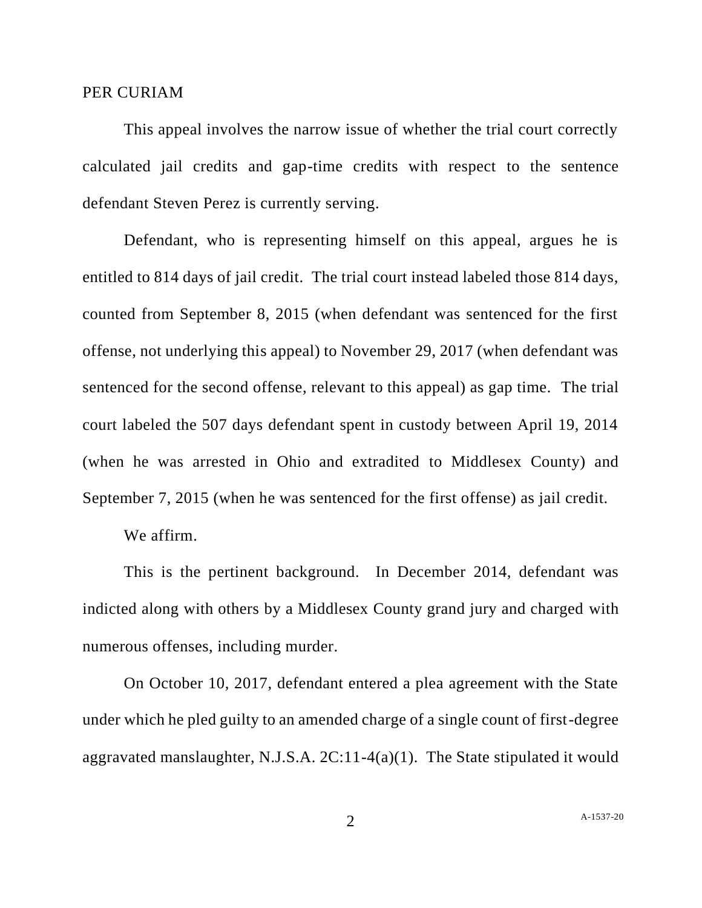PER CURIAM

This appeal involves the narrow issue of whether the trial court correctly calculated jail credits and gap-time credits with respect to the sentence defendant Steven Perez is currently serving.

Defendant, who is representing himself on this appeal, argues he is entitled to 814 days of jail credit. The trial court instead labeled those 814 days, counted from September 8, 2015 (when defendant was sentenced for the first offense, not underlying this appeal) to November 29, 2017 (when defendant was sentenced for the second offense, relevant to this appeal) as gap time. The trial court labeled the 507 days defendant spent in custody between April 19, 2014 (when he was arrested in Ohio and extradited to Middlesex County) and September 7, 2015 (when he was sentenced for the first offense) as jail credit.

We affirm.

This is the pertinent background. In December 2014, defendant was indicted along with others by a Middlesex County grand jury and charged with numerous offenses, including murder.

On October 10, 2017, defendant entered a plea agreement with the State under which he pled guilty to an amended charge of a single count of first-degree aggravated manslaughter, N.J.S.A. 2C:11-4(a)(1). The State stipulated it would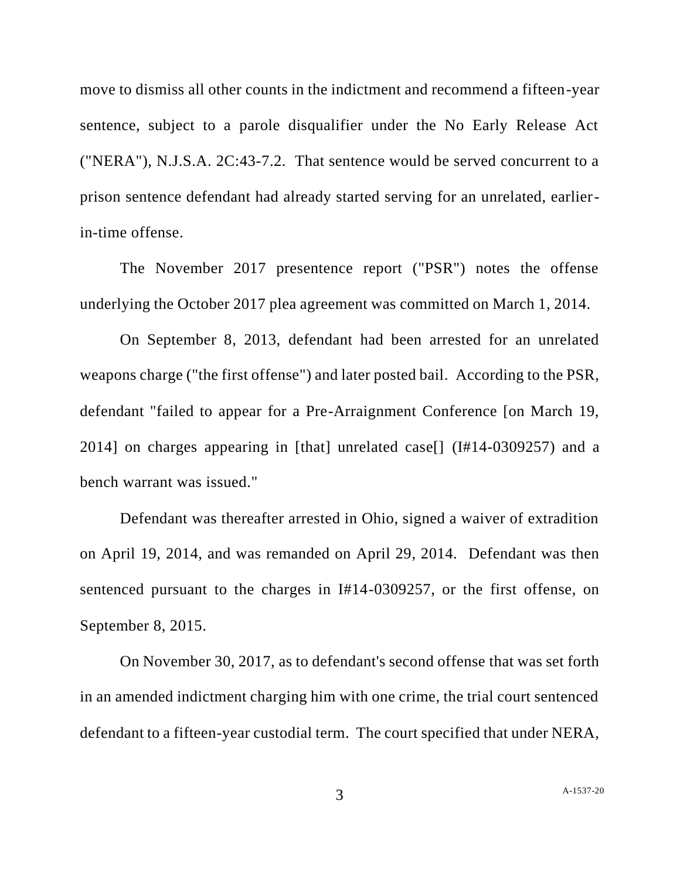move to dismiss all other counts in the indictment and recommend a fifteen-year sentence, subject to a parole disqualifier under the No Early Release Act ("NERA"), N.J.S.A. 2C:43-7.2. That sentence would be served concurrent to a prison sentence defendant had already started serving for an unrelated, earlier-in-time offense.

The November 2017 presentence report ("PSR") notes the offense underlying the October 2017 plea agreement was committed on March 1, 2014.

On September 8, 2013, defendant had been arrested for an unrelated weapons charge ("the first offense") and later posted bail. According to the PSR, defendant "failed to appear for a Pre-Arraignment Conference [on March 19, 2014] on charges appearing in [that] unrelated case[] (I#14-0309257) and a bench warrant was issued."

Defendant was thereafter arrested in Ohio, signed a waiver of extradition on April 19, 2014, and was remanded on April 29, 2014. Defendant was then sentenced pursuant to the charges in I#14-0309257, or the first offense, on September 8, 2015.

On November 30, 2017, as to defendant's second offense that was set forth in an amended indictment charging him with one crime, the trial court sentenced defendant to a fifteen-year custodial term. The court specified that under NERA,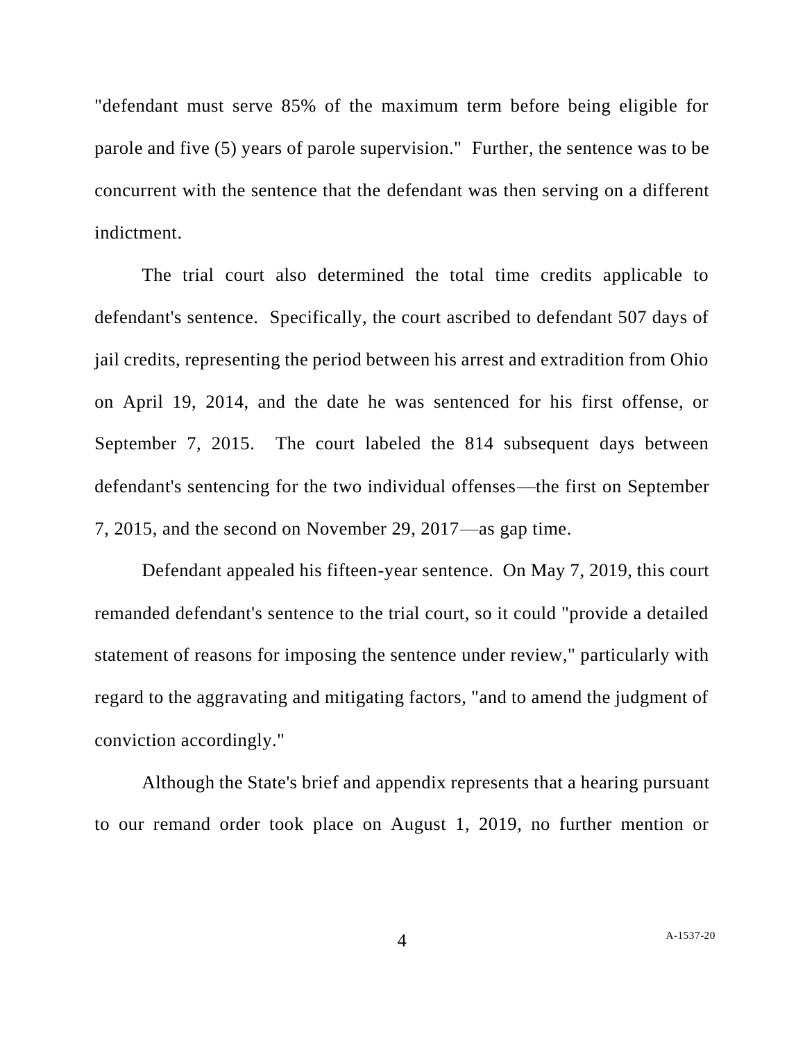"defendant must serve 85% of the maximum term before being eligible for parole and five (5) years of parole supervision." Further, the sentence was to be concurrent with the sentence that the defendant was then serving on a different indictment.

The trial court also determined the total time credits applicable to defendant's sentence. Specifically, the court ascribed to defendant 507 days of jail credits, representing the period between his arrest and extradition from Ohio on April 19, 2014, and the date he was sentenced for his first offense, or September 7, 2015. The court labeled the 814 subsequent days between defendant's sentencing for the two individual offenses—the first on September 7, 2015, and the second on November 29, 2017—as gap time.

Defendant appealed his fifteen-year sentence. On May 7, 2019, this court remanded defendant's sentence to the trial court, so it could "provide a detailed statement of reasons for imposing the sentence under review," particularly with regard to the aggravating and mitigating factors, "and to amend the judgment of conviction accordingly."

Although the State's brief and appendix represents that a hearing pursuant to our remand order took place on August 1, 2019, no further mention or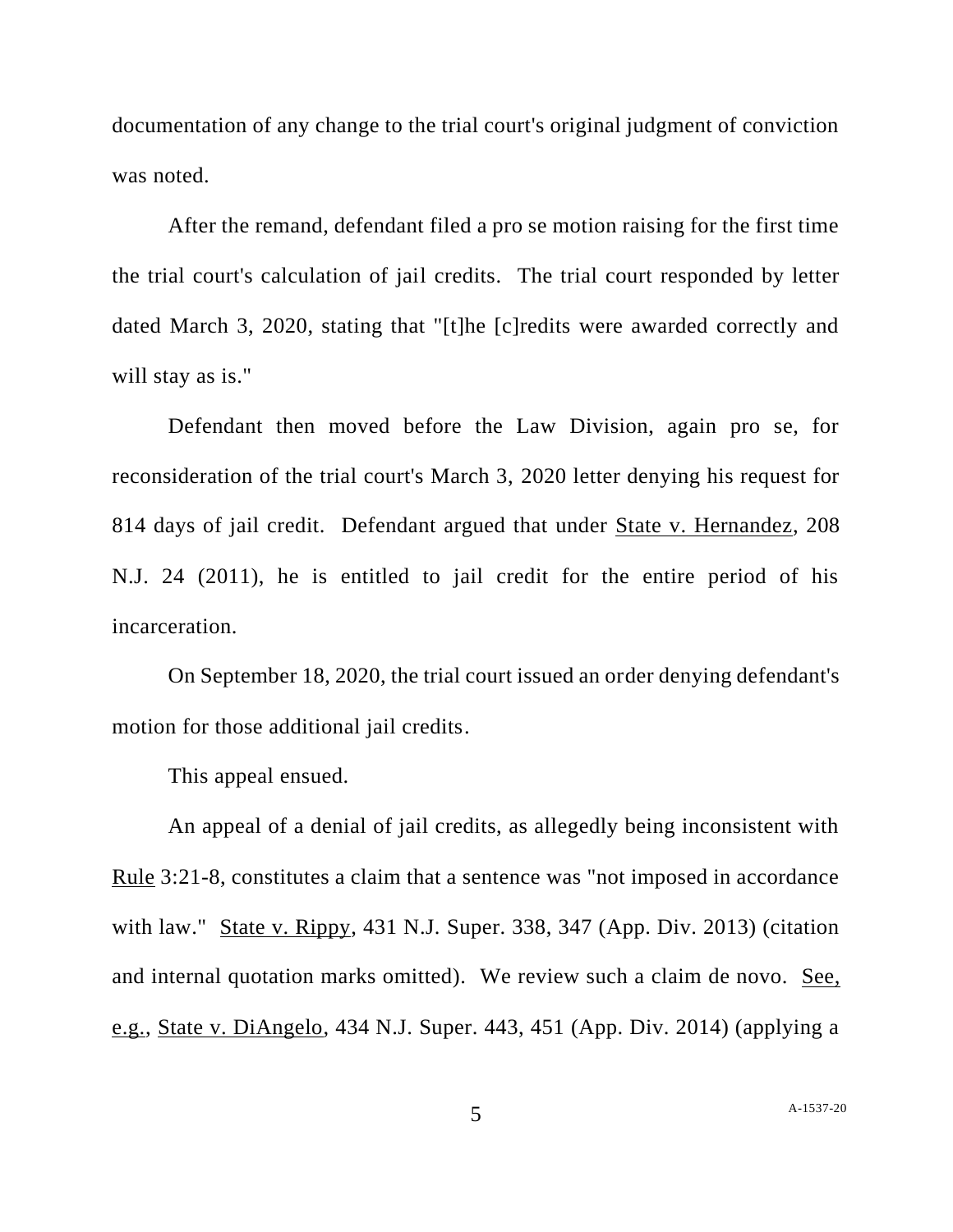documentation of any change to the trial court's original judgment of conviction was noted.

After the remand, defendant filed a pro se motion raising for the first time the trial court's calculation of jail credits. The trial court responded by letter dated March 3, 2020, stating that "[t]he [c]redits were awarded correctly and will stay as is."

Defendant then moved before the Law Division, again pro se, for reconsideration of the trial court's March 3, 2020 letter denying his request for 814 days of jail credit. Defendant argued that under State v. Hernandez, 208 N.J. 24 (2011), he is entitled to jail credit for the entire period of his incarceration.

On September 18, 2020, the trial court issued an order denying defendant's motion for those additional jail credits.

This appeal ensued.

An appeal of a denial of jail credits, as allegedly being inconsistent with Rule 3:21-8, constitutes a claim that a sentence was "not imposed in accordance with law." State v. Rippy, 431 N.J. Super. 338, 347 (App. Div. 2013) (citation and internal quotation marks omitted). We review such a claim de novo. See, e.g., State v. DiAngelo, 434 N.J. Super. 443, 451 (App. Div. 2014) (applying a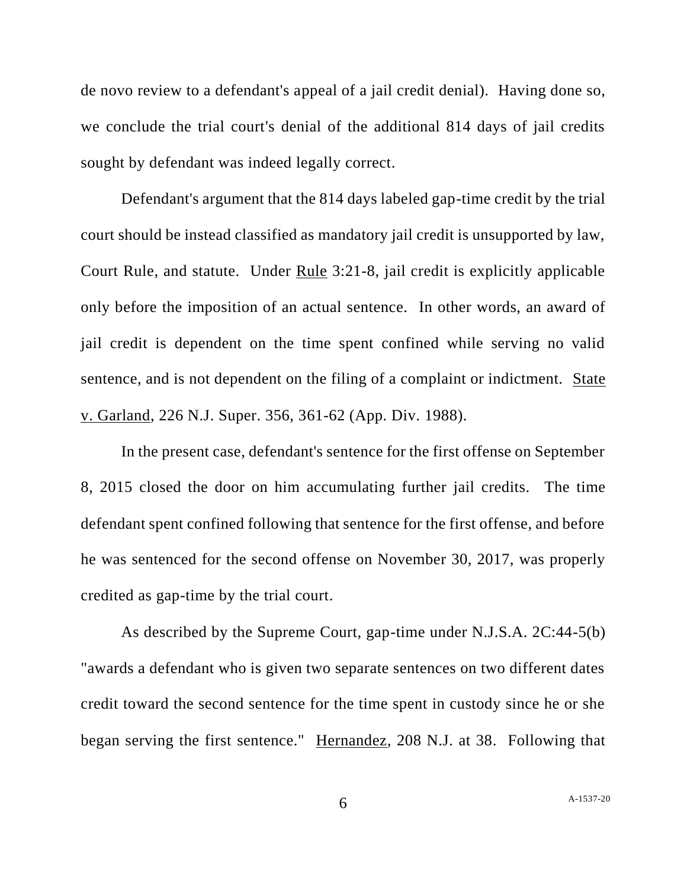de novo review to a defendant's appeal of a jail credit denial). Having done so, we conclude the trial court's denial of the additional 814 days of jail credits sought by defendant was indeed legally correct.

Defendant's argument that the 814 days labeled gap-time credit by the trial court should be instead classified as mandatory jail credit is unsupported by law, Court Rule, and statute. Under Rule 3:21-8, jail credit is explicitly applicable only before the imposition of an actual sentence. In other words, an award of jail credit is dependent on the time spent confined while serving no valid sentence, and is not dependent on the filing of a complaint or indictment. State v. Garland, 226 N.J. Super. 356, 361-62 (App. Div. 1988).

In the present case, defendant's sentence for the first offense on September 8, 2015 closed the door on him accumulating further jail credits. The time defendant spent confined following that sentence for the first offense, and before he was sentenced for the second offense on November 30, 2017, was properly credited as gap-time by the trial court.

As described by the Supreme Court, gap-time under N.J.S.A. 2C:44-5(b) "awards a defendant who is given two separate sentences on two different dates credit toward the second sentence for the time spent in custody since he or she began serving the first sentence." Hernandez, 208 N.J. at 38. Following that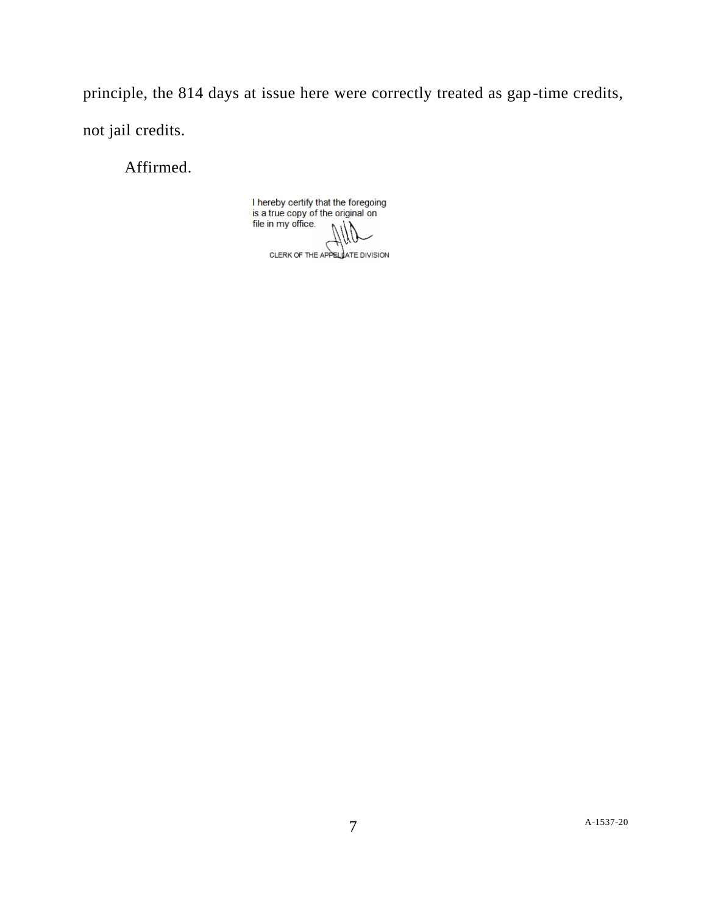principle, the 814 days at issue here were correctly treated as gap-time credits, not jail credits.

Affirmed.

I hereby certify that the foregoing is a true copy of the original on file in my office.

CLERK OF THE APPELLATE DIVISION